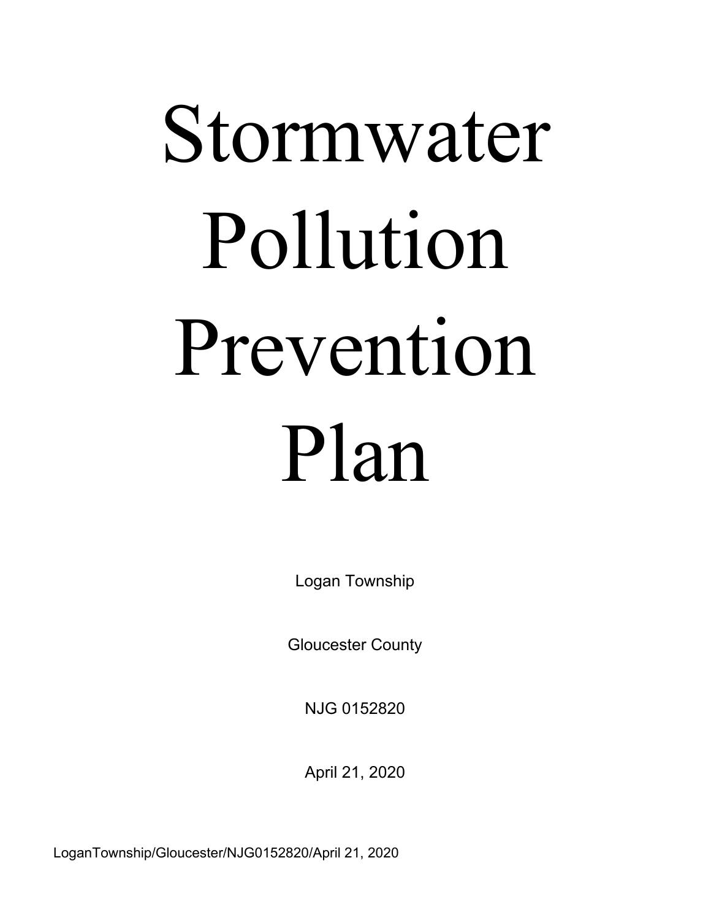# Stormwater Pollution Prevention Plan

Logan Township

Gloucester County

NJG 0152820

April 21, 2020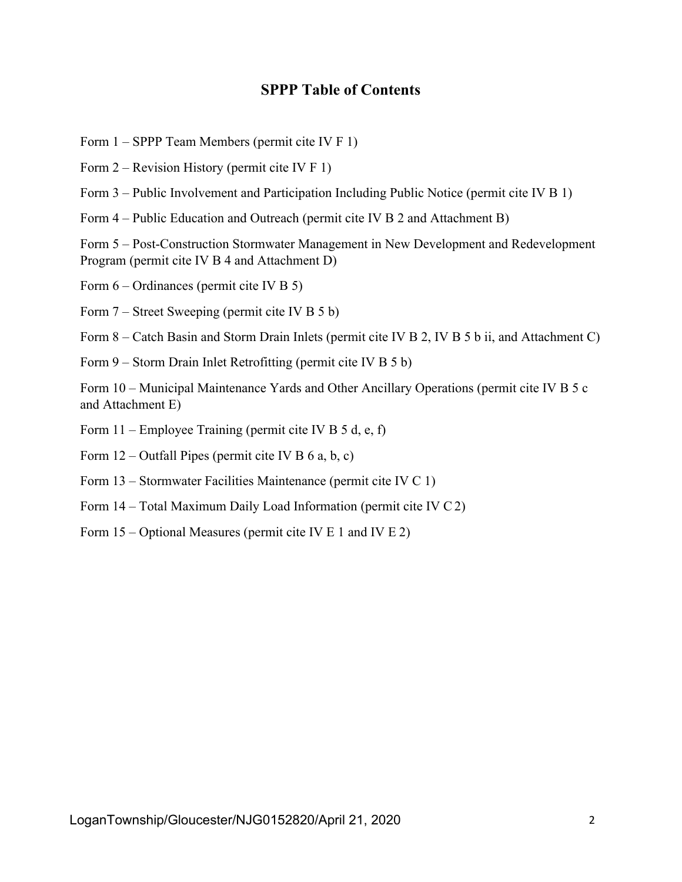# SPPP Table of Contents

Form 1 – SPPP Team Members (permit cite IV F 1)

Form 2 – Revision History (permit cite IV F 1)

Form 3 – Public Involvement and Participation Including Public Notice (permit cite IV B 1)

Form 4 – Public Education and Outreach (permit cite IV B 2 and Attachment B)

Form 5 – Post-Construction Stormwater Management in New Development and Redevelopment Program (permit cite IV B 4 and Attachment D)

Form 6 – Ordinances (permit cite IV B 5)

Form 7 – Street Sweeping (permit cite IV B 5 b)

Form 8 – Catch Basin and Storm Drain Inlets (permit cite IV B 2, IV B 5 b ii, and Attachment C)

Form 9 – Storm Drain Inlet Retrofitting (permit cite IV B 5 b)

Form 10 – Municipal Maintenance Yards and Other Ancillary Operations (permit cite IV B 5 c and Attachment E)

Form 11 – Employee Training (permit cite IV B 5 d, e, f)

Form 12 – Outfall Pipes (permit cite IV B 6 a, b, c)

Form 13 – Stormwater Facilities Maintenance (permit cite IV C 1)

Form 14 – Total Maximum Daily Load Information (permit cite IV C 2)

Form 15 – Optional Measures (permit cite IV E 1 and IV E 2)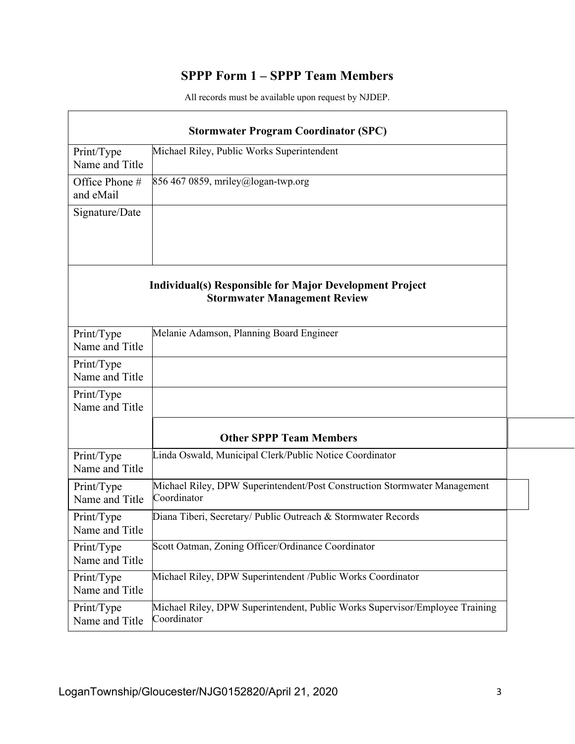# SPPP Form 1 – SPPP Team Members

All records must be available upon request by NJDEP.

| **Stormwater Program Coordinator (SPC)** | |
|---|---|
| Print/Type Name and Title | Michael Riley, Public Works Superintendent |
| Office Phone # and eMail | 856 467 0859, mriley@logan-twp.org |
| Signature/Date | |
| **Individual(s) Responsible for Major Development Project Stormwater Management Review** | |
| Print/Type Name and Title | Melanie Adamson, Planning Board Engineer |
| Print/Type Name and Title | |
| Print/Type Name and Title | |
| **Other SPPP Team Members** | |
| Print/Type Name and Title | Linda Oswald, Municipal Clerk/Public Notice Coordinator |
| Print/Type Name and Title | Michael Riley, DPW Superintendent/Post Construction Stormwater Management Coordinator |
| Print/Type Name and Title | Diana Tiberi, Secretary/ Public Outreach & Stormwater Records |
| Print/Type Name and Title | Scott Oatman, Zoning Officer/Ordinance Coordinator |
| Print/Type Name and Title | Michael Riley, DPW Superintendent /Public Works Coordinator |
| Print/Type Name and Title | Michael Riley, DPW Superintendent, Public Works Supervisor/Employee Training Coordinator |

LoganTownship/Gloucester/NJG0152820/April 21, 2020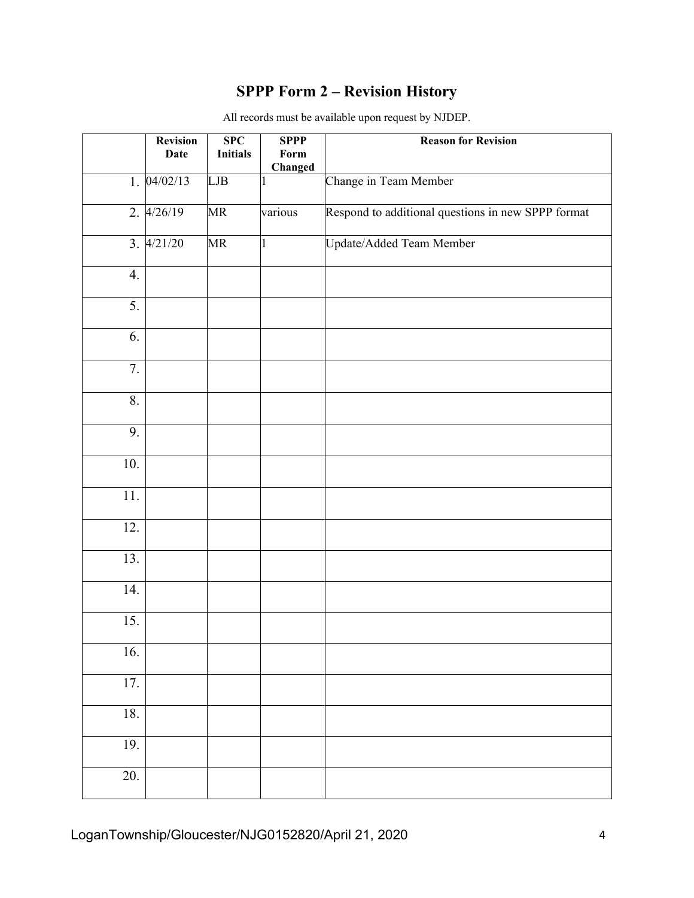# SPPP Form 2 – Revision History

All records must be available upon request by NJDEP.

| | Revision Date | SPC Initials | SPPP Form Changed | Reason for Revision |
|---|---|---|---|---|
| 1. | 04/02/13 | LJB | 1 | Change in Team Member |
| 2. | 4/26/19 | MR | various | Respond to additional questions in new SPPP format |
| 3. | 4/21/20 | MR | 1 | Update/Added Team Member |
| 4. | | | | |
| 5. | | | | |
| 6. | | | | |
| 7. | | | | |
| 8. | | | | |
| 9. | | | | |
| 10. | | | | |
| 11. | | | | |
| 12. | | | | |
| 13. | | | | |
| 14. | | | | |
| 15. | | | | |
| 16. | | | | |
| 17. | | | | |
| 18. | | | | |
| 19. | | | | |
| 20. | | | | |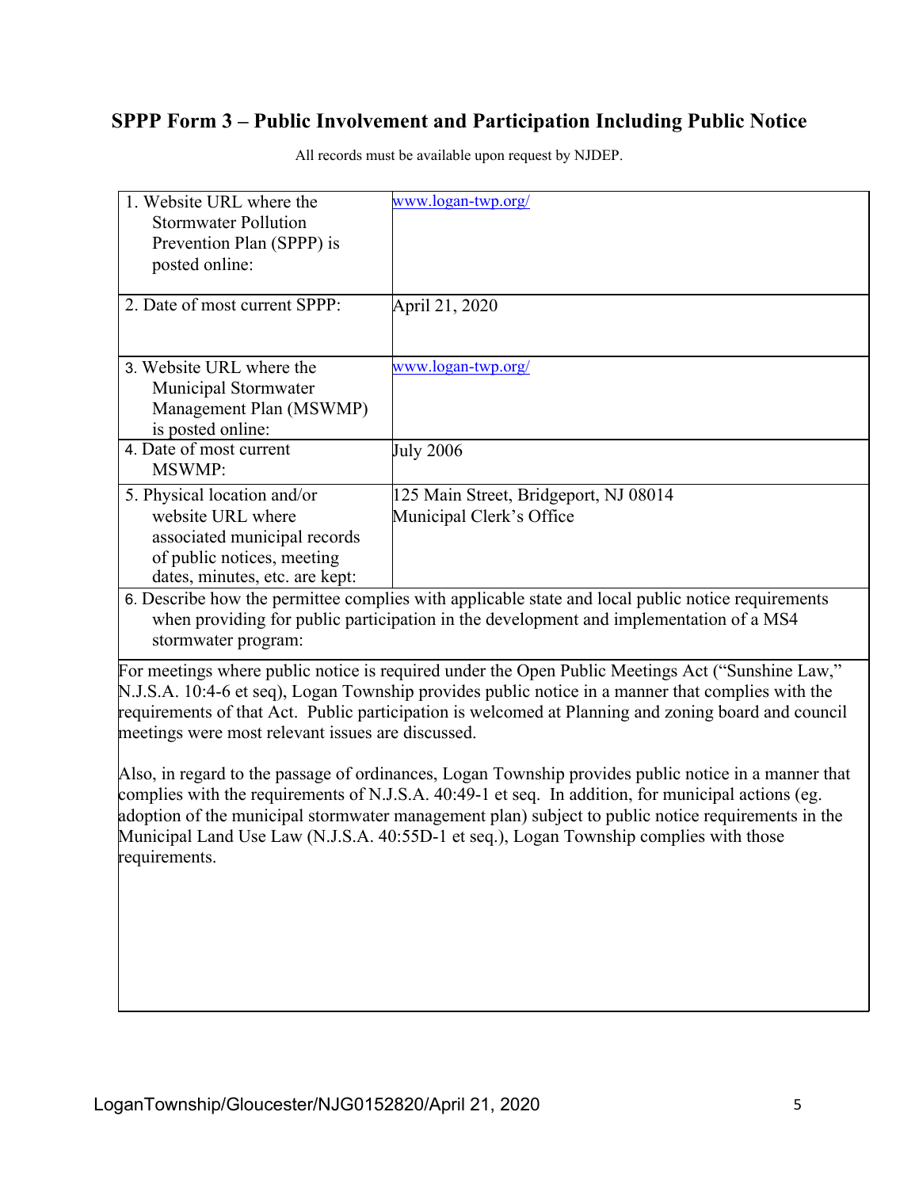## SPPP Form 3 – Public Involvement and Participation Including Public Notice

All records must be available upon request by NJDEP.

| | |
|---|---|
| 1. Website URL where the Stormwater Pollution Prevention Plan (SPPP) is posted online: | www.logan-twp.org/ |
| 2. Date of most current SPPP: | April 21, 2020 |
| 3. Website URL where the Municipal Stormwater Management Plan (MSWMP) is posted online: | www.logan-twp.org/ |
| 4. Date of most current MSWMP: | July 2006 |
| 5. Physical location and/or website URL where associated municipal records of public notices, meeting dates, minutes, etc. are kept: | 125 Main Street, Bridgeport, NJ 08014<br>Municipal Clerk's Office |

6. Describe how the permittee complies with applicable state and local public notice requirements when providing for public participation in the development and implementation of a MS4 stormwater program:

For meetings where public notice is required under the Open Public Meetings Act ("Sunshine Law," N.J.S.A. 10:4-6 et seq), Logan Township provides public notice in a manner that complies with the requirements of that Act. Public participation is welcomed at Planning and zoning board and council meetings were most relevant issues are discussed.

Also, in regard to the passage of ordinances, Logan Township provides public notice in a manner that complies with the requirements of N.J.S.A. 40:49-1 et seq. In addition, for municipal actions (eg. adoption of the municipal stormwater management plan) subject to public notice requirements in the Municipal Land Use Law (N.J.S.A. 40:55D-1 et seq.), Logan Township complies with those requirements.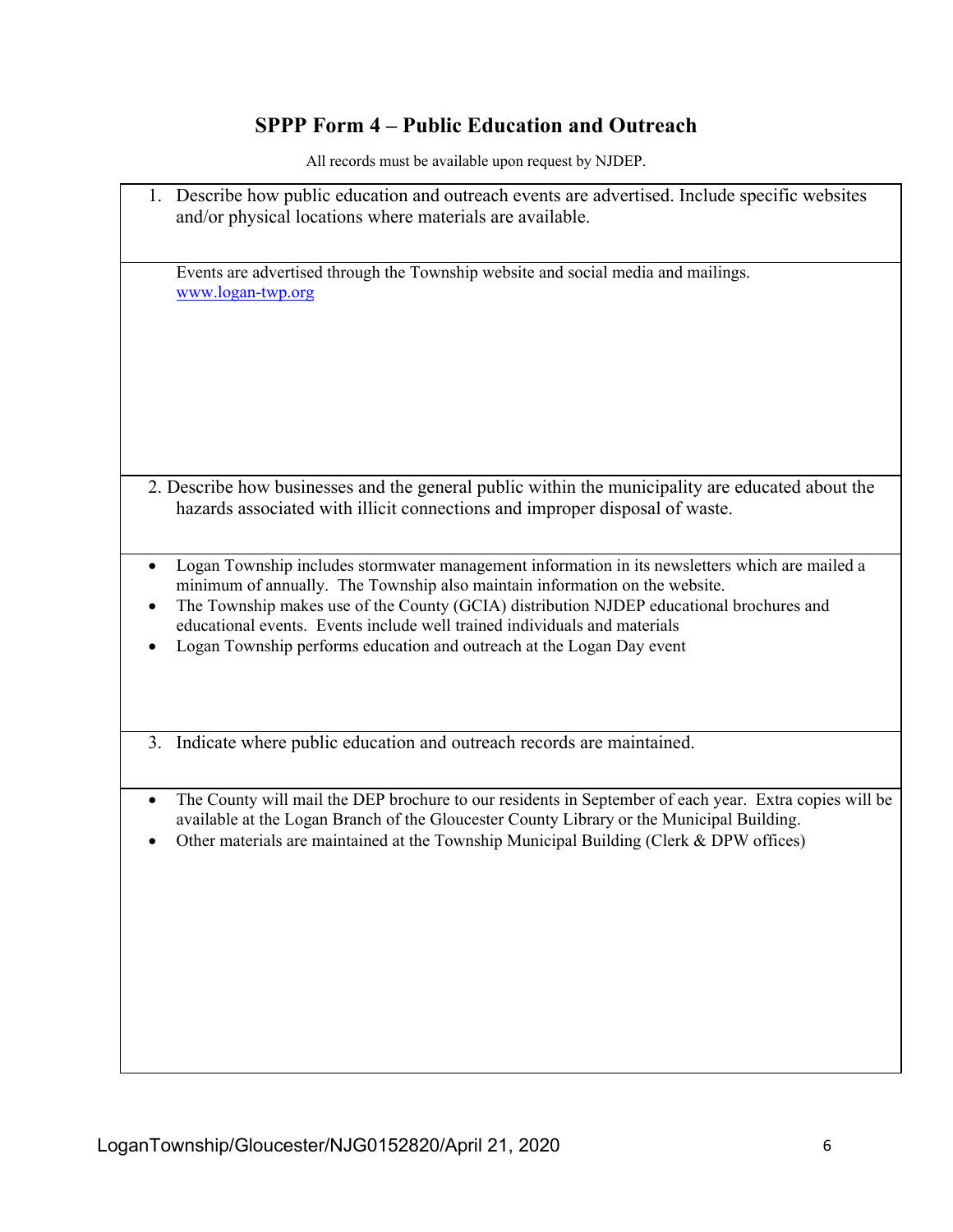# SPPP Form 4 – Public Education and Outreach

All records must be available upon request by NJDEP.

1. Describe how public education and outreach events are advertised. Include specific websites and/or physical locations where materials are available.

Events are advertised through the Township website and social media and mailings.
www.logan-twp.org

2. Describe how businesses and the general public within the municipality are educated about the hazards associated with illicit connections and improper disposal of waste.

- Logan Township includes stormwater management information in its newsletters which are mailed a minimum of annually. The Township also maintain information on the website.
- The Township makes use of the County (GCIA) distribution NJDEP educational brochures and educational events. Events include well trained individuals and materials
- Logan Township performs education and outreach at the Logan Day event

3. Indicate where public education and outreach records are maintained.

- The County will mail the DEP brochure to our residents in September of each year. Extra copies will be available at the Logan Branch of the Gloucester County Library or the Municipal Building.
- Other materials are maintained at the Township Municipal Building (Clerk & DPW offices)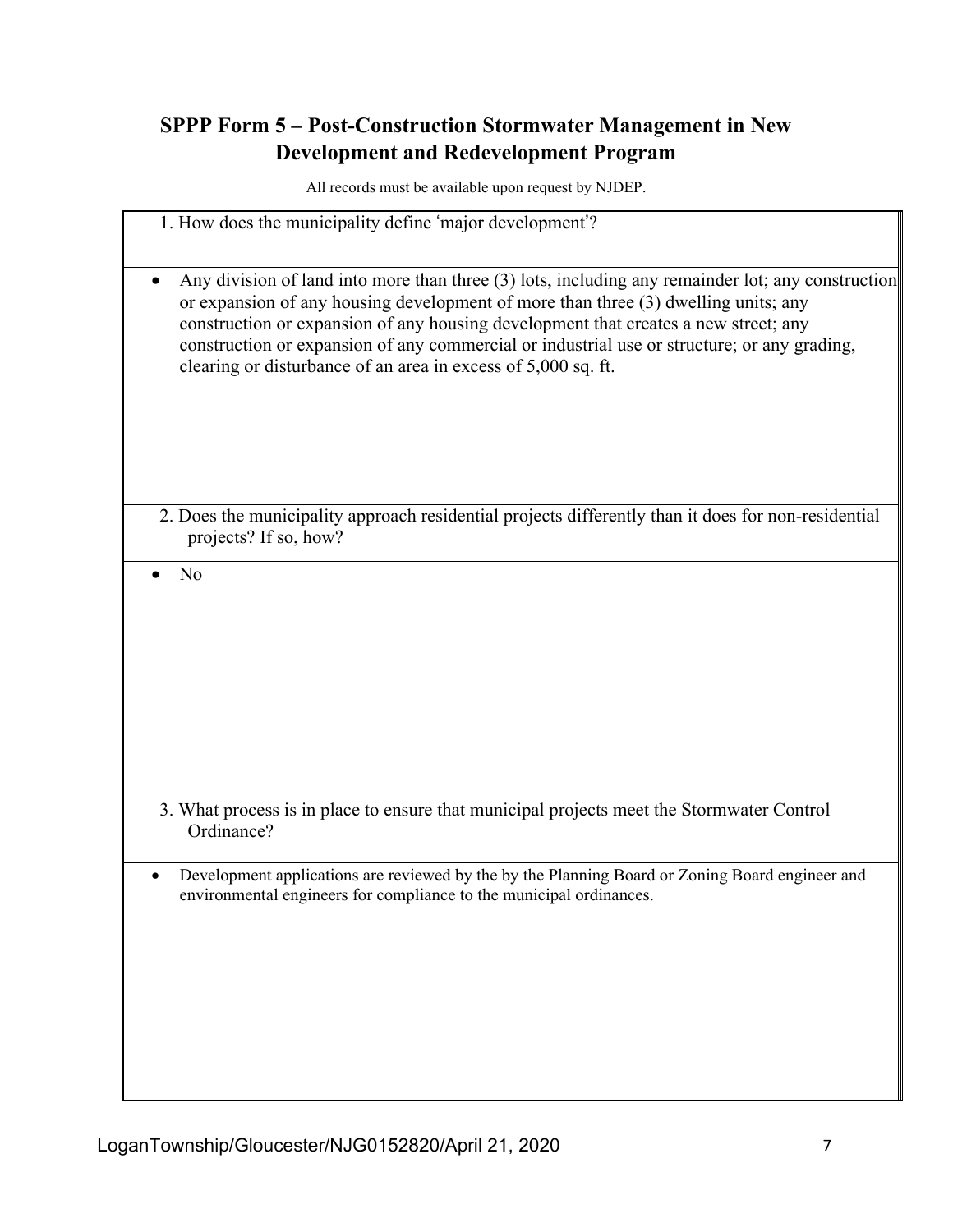## SPPP Form 5 – Post-Construction Stormwater Management in New Development and Redevelopment Program

All records must be available upon request by NJDEP.

1. How does the municipality define 'major development'?

- Any division of land into more than three (3) lots, including any remainder lot; any construction or expansion of any housing development of more than three (3) dwelling units; any construction or expansion of any housing development that creates a new street; any construction or expansion of any commercial or industrial use or structure; or any grading, clearing or disturbance of an area in excess of 5,000 sq. ft.

2. Does the municipality approach residential projects differently than it does for non-residential projects? If so, how?

- No

3. What process is in place to ensure that municipal projects meet the Stormwater Control Ordinance?

- Development applications are reviewed by the by the Planning Board or Zoning Board engineer and environmental engineers for compliance to the municipal ordinances.

LoganTownship/Gloucester/NJG0152820/April 21, 2020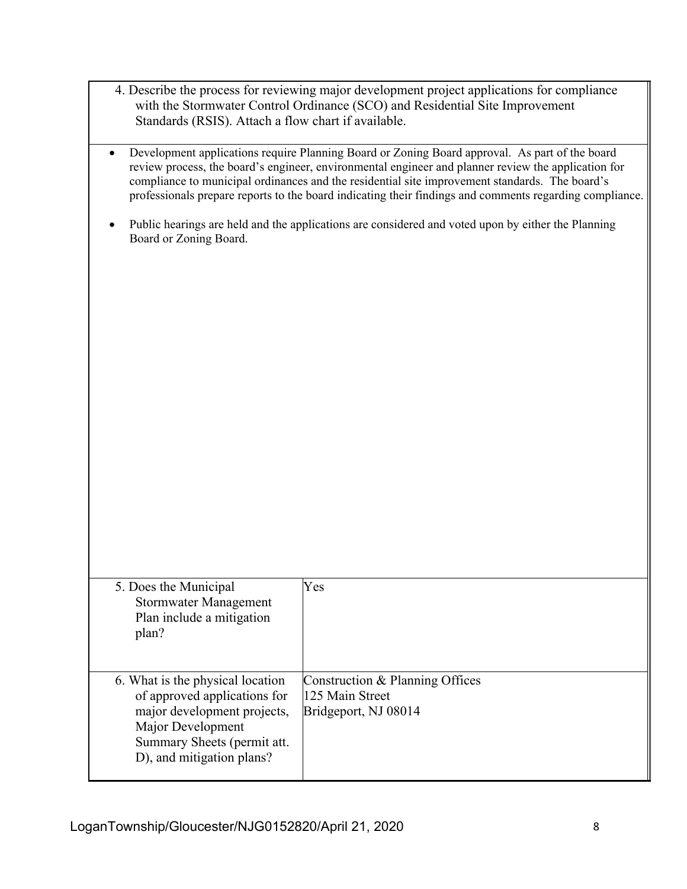4. Describe the process for reviewing major development project applications for compliance with the Stormwater Control Ordinance (SCO) and Residential Site Improvement Standards (RSIS). Attach a flow chart if available.

- Development applications require Planning Board or Zoning Board approval. As part of the board review process, the board's engineer, environmental engineer and planner review the application for compliance to municipal ordinances and the residential site improvement standards. The board's professionals prepare reports to the board indicating their findings and comments regarding compliance.
- Public hearings are held and the applications are considered and voted upon by either the Planning Board or Zoning Board.

| | |
|---|---|
| 5. Does the Municipal Stormwater Management Plan include a mitigation plan? | Yes |
| 6. What is the physical location of approved applications for major development projects, Major Development Summary Sheets (permit att. D), and mitigation plans? | Construction & Planning Offices<br>125 Main Street<br>Bridgeport, NJ 08014 |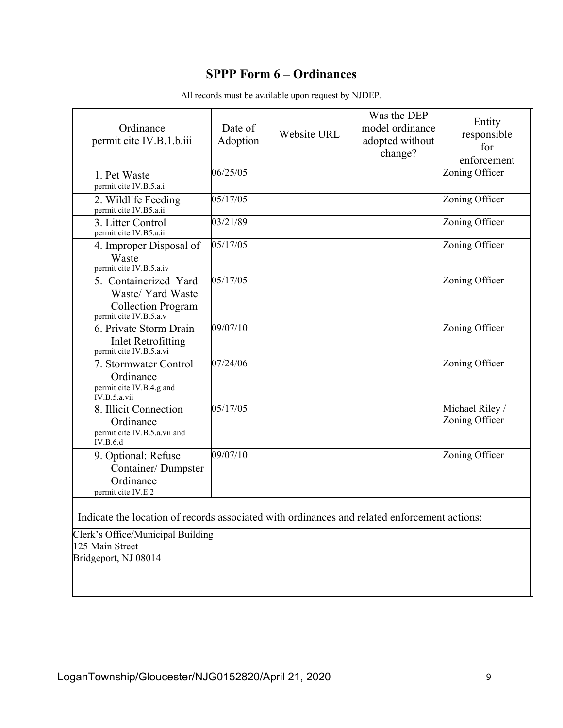## SPPP Form 6 – Ordinances

All records must be available upon request by NJDEP.

| Ordinance permit cite IV.B.1.b.iii | Date of Adoption | Website URL | Was the DEP model ordinance adopted without change? | Entity responsible for enforcement |
|---|---|---|---|---|
| 1. Pet Waste permit cite IV.B.5.a.i | 06/25/05 | | | Zoning Officer |
| 2. Wildlife Feeding permit cite IV.B5.a.ii | 05/17/05 | | | Zoning Officer |
| 3. Litter Control permit cite IV.B5.a.iii | 03/21/89 | | | Zoning Officer |
| 4. Improper Disposal of Waste permit cite IV.B.5.a.iv | 05/17/05 | | | Zoning Officer |
| 5. Containerized Yard Waste/ Yard Waste Collection Program permit cite IV.B.5.a.v | 05/17/05 | | | Zoning Officer |
| 6. Private Storm Drain Inlet Retrofitting permit cite IV.B.5.a.vi | 09/07/10 | | | Zoning Officer |
| 7. Stormwater Control Ordinance permit cite IV.B.4.g and IV.B.5.a.vii | 07/24/06 | | | Zoning Officer |
| 8. Illicit Connection Ordinance permit cite IV.B.5.a.vii and IV.B.6.d | 05/17/05 | | | Michael Riley / Zoning Officer |
| 9. Optional: Refuse Container/ Dumpster Ordinance permit cite IV.E.2 | 09/07/10 | | | Zoning Officer |

Indicate the location of records associated with ordinances and related enforcement actions:

Clerk's Office/Municipal Building
125 Main Street
Bridgeport, NJ 08014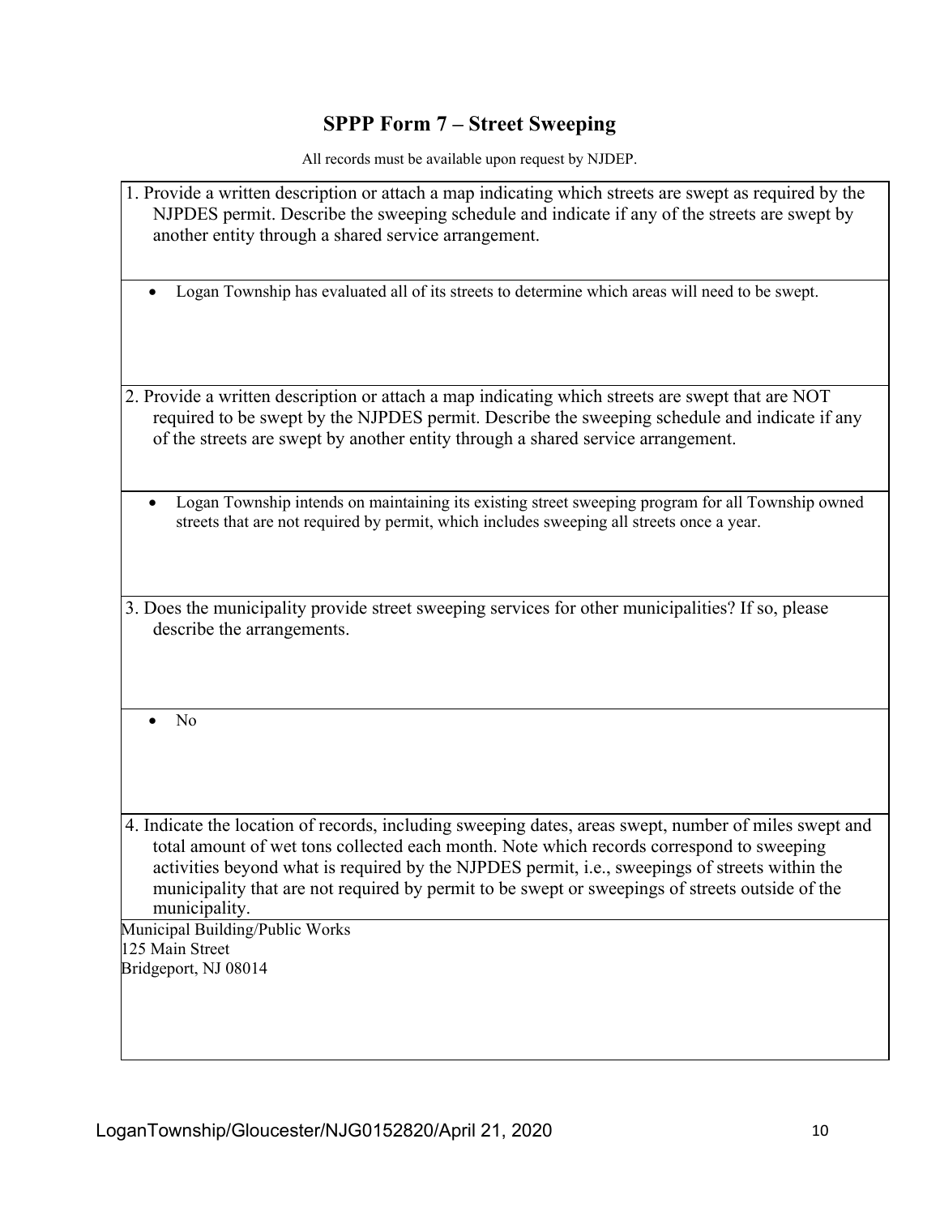## SPPP Form 7 – Street Sweeping

All records must be available upon request by NJDEP.

1. Provide a written description or attach a map indicating which streets are swept as required by the NJPDES permit. Describe the sweeping schedule and indicate if any of the streets are swept by another entity through a shared service arrangement.

- Logan Township has evaluated all of its streets to determine which areas will need to be swept.

2. Provide a written description or attach a map indicating which streets are swept that are NOT required to be swept by the NJPDES permit. Describe the sweeping schedule and indicate if any of the streets are swept by another entity through a shared service arrangement.

- Logan Township intends on maintaining its existing street sweeping program for all Township owned streets that are not required by permit, which includes sweeping all streets once a year.

3. Does the municipality provide street sweeping services for other municipalities? If so, please describe the arrangements.

- No

4. Indicate the location of records, including sweeping dates, areas swept, number of miles swept and total amount of wet tons collected each month. Note which records correspond to sweeping activities beyond what is required by the NJPDES permit, i.e., sweepings of streets within the municipality that are not required by permit to be swept or sweepings of streets outside of the municipality.

Municipal Building/Public Works
125 Main Street
Bridgeport, NJ 08014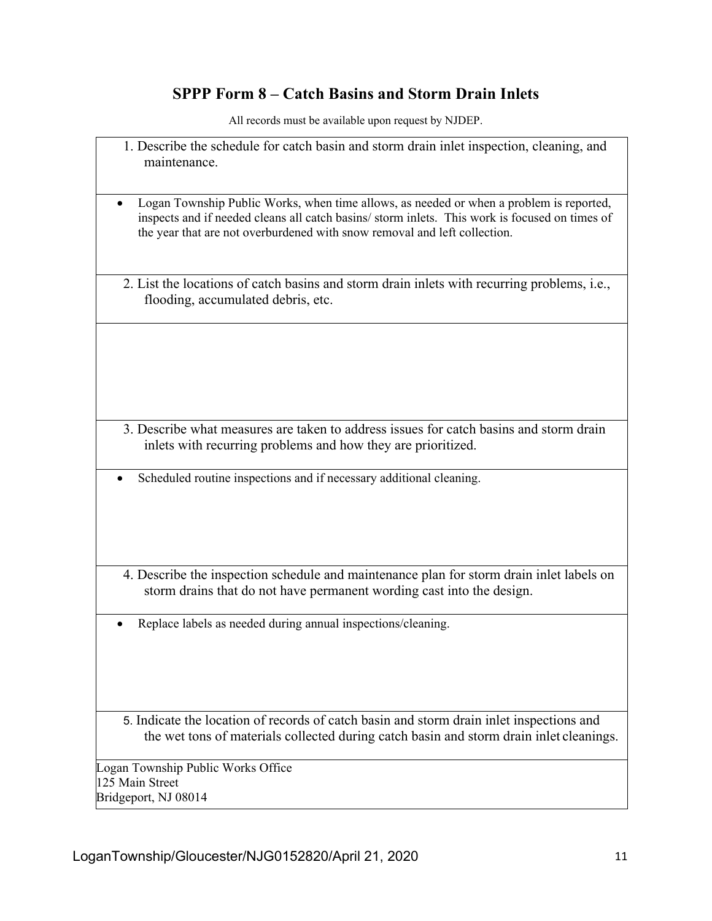# SPPP Form 8 – Catch Basins and Storm Drain Inlets

All records must be available upon request by NJDEP.

1. Describe the schedule for catch basin and storm drain inlet inspection, cleaning, and maintenance.

- Logan Township Public Works, when time allows, as needed or when a problem is reported, inspects and if needed cleans all catch basins/ storm inlets. This work is focused on times of the year that are not overburdened with snow removal and left collection.

2. List the locations of catch basins and storm drain inlets with recurring problems, i.e., flooding, accumulated debris, etc.

3. Describe what measures are taken to address issues for catch basins and storm drain inlets with recurring problems and how they are prioritized.

- Scheduled routine inspections and if necessary additional cleaning.

4. Describe the inspection schedule and maintenance plan for storm drain inlet labels on storm drains that do not have permanent wording cast into the design.

- Replace labels as needed during annual inspections/cleaning.

5. Indicate the location of records of catch basin and storm drain inlet inspections and the wet tons of materials collected during catch basin and storm drain inlet cleanings.

Logan Township Public Works Office
125 Main Street
Bridgeport, NJ 08014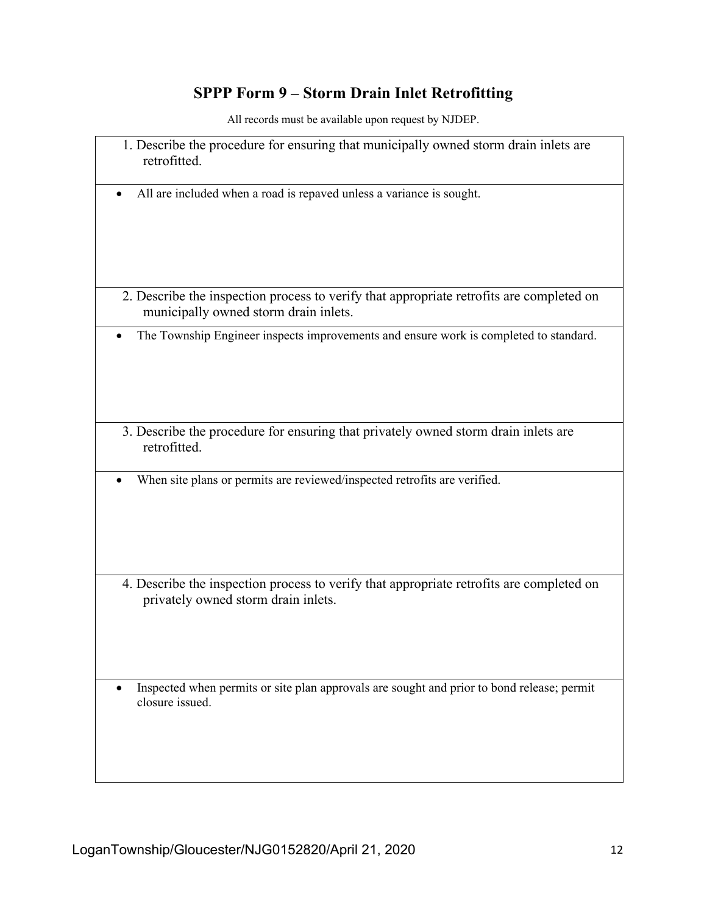# SPPP Form 9 – Storm Drain Inlet Retrofitting

All records must be available upon request by NJDEP.

1. Describe the procedure for ensuring that municipally owned storm drain inlets are retrofitted.

- All are included when a road is repaved unless a variance is sought.

2. Describe the inspection process to verify that appropriate retrofits are completed on municipally owned storm drain inlets.

- The Township Engineer inspects improvements and ensure work is completed to standard.

3. Describe the procedure for ensuring that privately owned storm drain inlets are retrofitted.

- When site plans or permits are reviewed/inspected retrofits are verified.

4. Describe the inspection process to verify that appropriate retrofits are completed on privately owned storm drain inlets.

- Inspected when permits or site plan approvals are sought and prior to bond release; permit closure issued.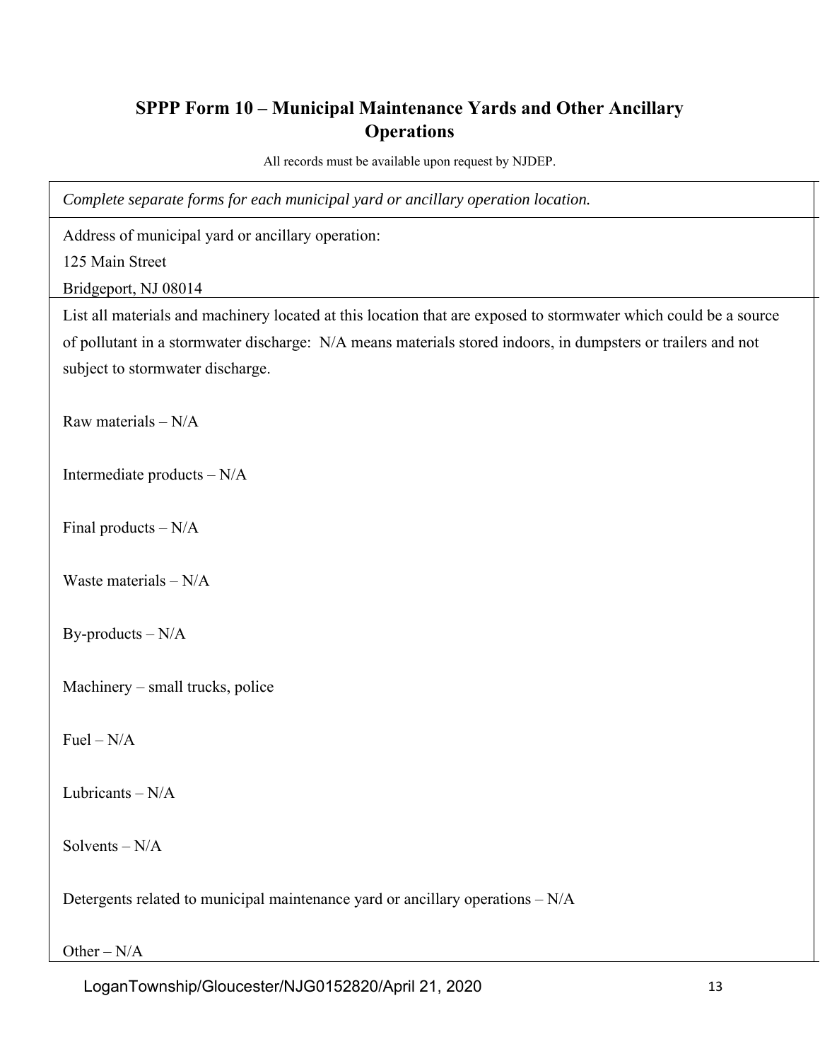## SPPP Form 10 – Municipal Maintenance Yards and Other Ancillary Operations

All records must be available upon request by NJDEP.

*Complete separate forms for each municipal yard or ancillary operation location.*

Address of municipal yard or ancillary operation:
125 Main Street
Bridgeport, NJ 08014

List all materials and machinery located at this location that are exposed to stormwater which could be a source of pollutant in a stormwater discharge: N/A means materials stored indoors, in dumpsters or trailers and not subject to stormwater discharge.

Raw materials – N/A

Intermediate products – N/A

Final products – N/A

Waste materials – N/A

By-products – N/A

Machinery – small trucks, police

Fuel – N/A

Lubricants – N/A

Solvents – N/A

Detergents related to municipal maintenance yard or ancillary operations – N/A

Other – N/A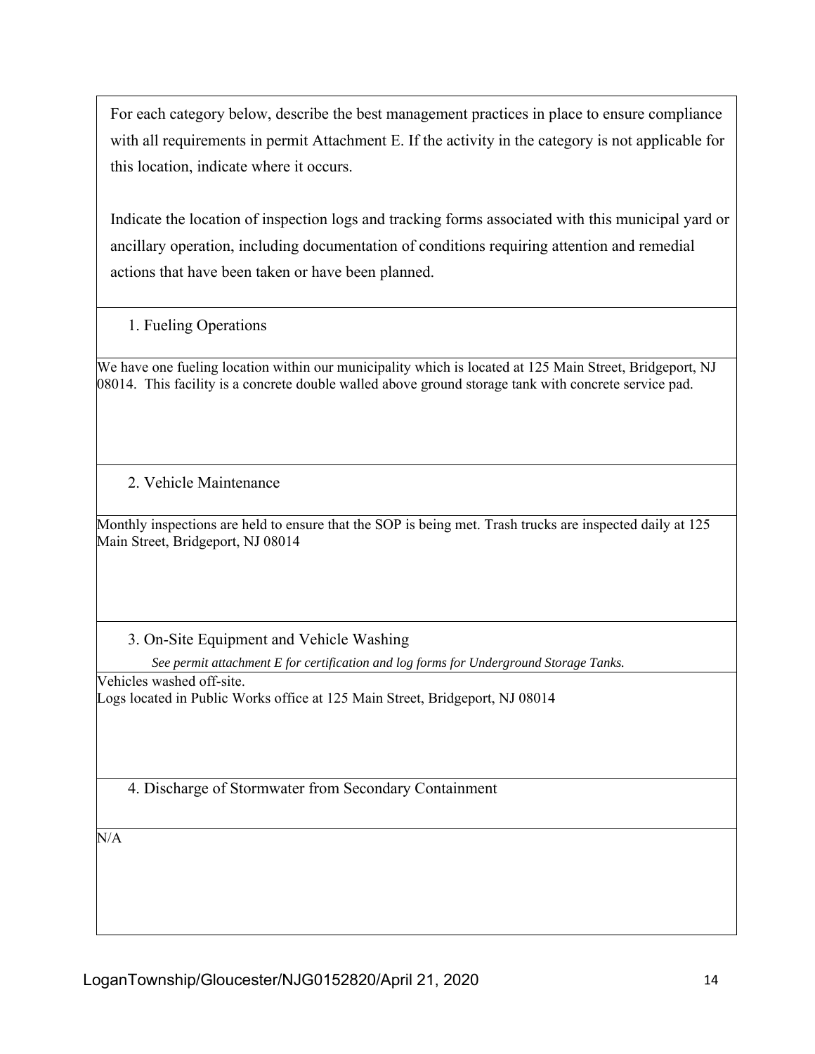For each category below, describe the best management practices in place to ensure compliance with all requirements in permit Attachment E. If the activity in the category is not applicable for this location, indicate where it occurs.

Indicate the location of inspection logs and tracking forms associated with this municipal yard or ancillary operation, including documentation of conditions requiring attention and remedial actions that have been taken or have been planned.

1. Fueling Operations

We have one fueling location within our municipality which is located at 125 Main Street, Bridgeport, NJ 08014. This facility is a concrete double walled above ground storage tank with concrete service pad.

2. Vehicle Maintenance

Monthly inspections are held to ensure that the SOP is being met. Trash trucks are inspected daily at 125 Main Street, Bridgeport, NJ 08014

3. On-Site Equipment and Vehicle Washing

*See permit attachment E for certification and log forms for Underground Storage Tanks.*

Vehicles washed off-site.
Logs located in Public Works office at 125 Main Street, Bridgeport, NJ 08014

4. Discharge of Stormwater from Secondary Containment

N/A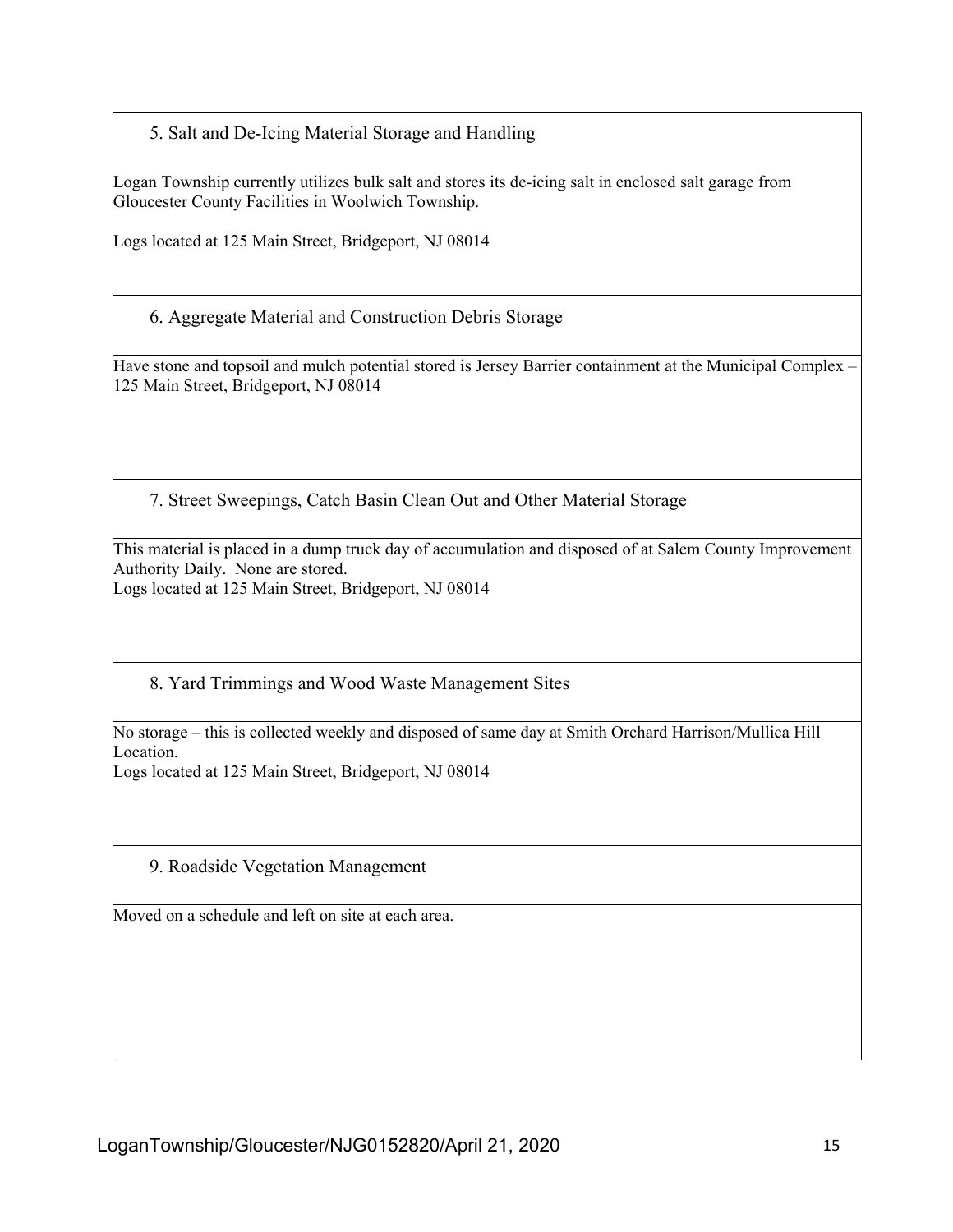### 5. Salt and De-Icing Material Storage and Handling

Logan Township currently utilizes bulk salt and stores its de-icing salt in enclosed salt garage from Gloucester County Facilities in Woolwich Township.

Logs located at 125 Main Street, Bridgeport, NJ 08014

### 6. Aggregate Material and Construction Debris Storage

Have stone and topsoil and mulch potential stored is Jersey Barrier containment at the Municipal Complex – 125 Main Street, Bridgeport, NJ 08014

### 7. Street Sweepings, Catch Basin Clean Out and Other Material Storage

This material is placed in a dump truck day of accumulation and disposed of at Salem County Improvement Authority Daily. None are stored.
Logs located at 125 Main Street, Bridgeport, NJ 08014

### 8. Yard Trimmings and Wood Waste Management Sites

No storage – this is collected weekly and disposed of same day at Smith Orchard Harrison/Mullica Hill Location.
Logs located at 125 Main Street, Bridgeport, NJ 08014

### 9. Roadside Vegetation Management

Moved on a schedule and left on site at each area.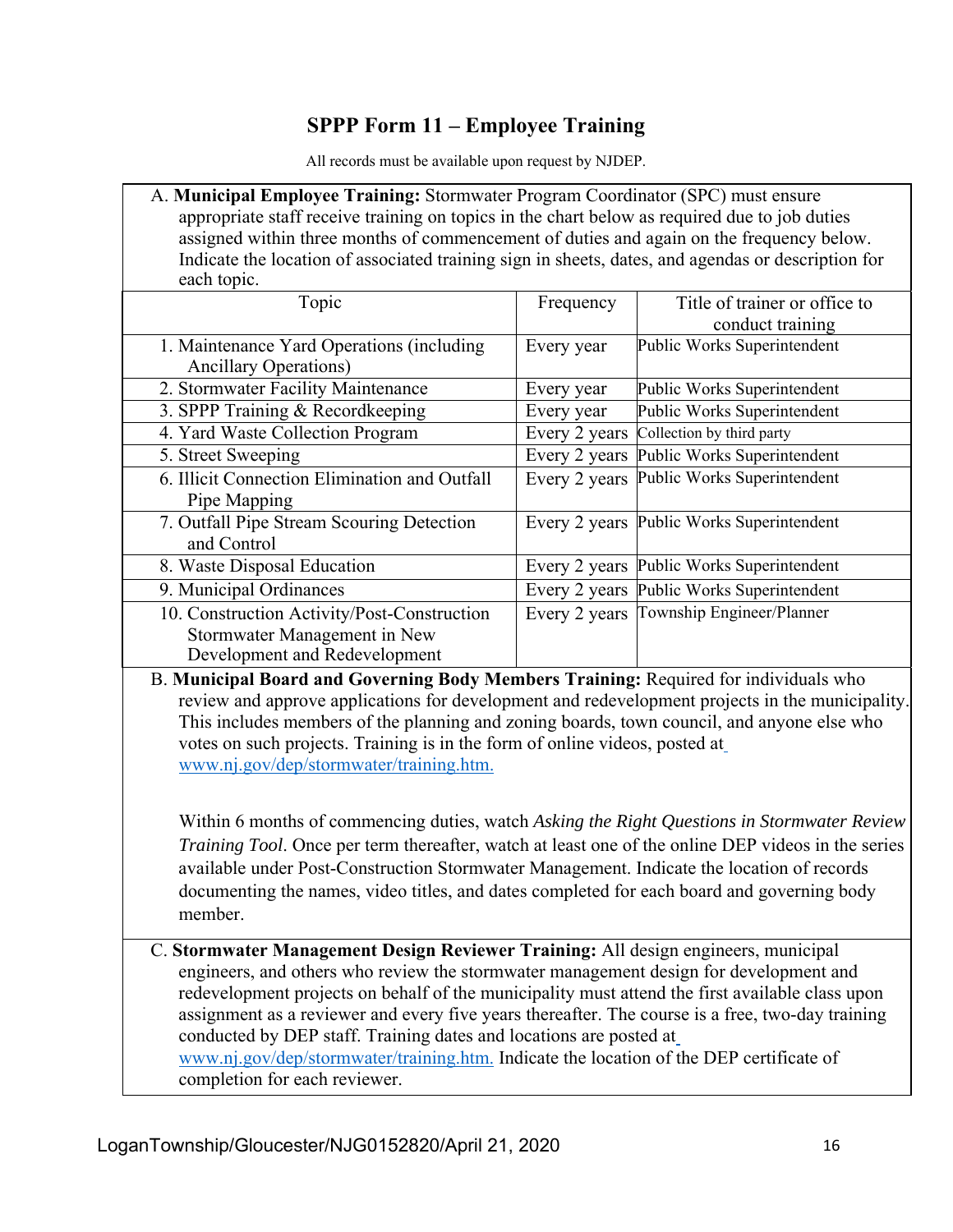# SPPP Form 11 – Employee Training

All records must be available upon request by NJDEP.

A. **Municipal Employee Training:** Stormwater Program Coordinator (SPC) must ensure appropriate staff receive training on topics in the chart below as required due to job duties assigned within three months of commencement of duties and again on the frequency below. Indicate the location of associated training sign in sheets, dates, and agendas or description for each topic.

| Topic | Frequency | Title of trainer or office to conduct training |
|---|---|---|
| 1. Maintenance Yard Operations (including Ancillary Operations) | Every year | Public Works Superintendent |
| 2. Stormwater Facility Maintenance | Every year | Public Works Superintendent |
| 3. SPPP Training & Recordkeeping | Every year | Public Works Superintendent |
| 4. Yard Waste Collection Program | Every 2 years | Collection by third party |
| 5. Street Sweeping | Every 2 years | Public Works Superintendent |
| 6. Illicit Connection Elimination and Outfall Pipe Mapping | Every 2 years | Public Works Superintendent |
| 7. Outfall Pipe Stream Scouring Detection and Control | Every 2 years | Public Works Superintendent |
| 8. Waste Disposal Education | Every 2 years | Public Works Superintendent |
| 9. Municipal Ordinances | Every 2 years | Public Works Superintendent |
| 10. Construction Activity/Post-Construction Stormwater Management in New Development and Redevelopment | Every 2 years | Township Engineer/Planner |

B. **Municipal Board and Governing Body Members Training:** Required for individuals who review and approve applications for development and redevelopment projects in the municipality. This includes members of the planning and zoning boards, town council, and anyone else who votes on such projects. Training is in the form of online videos, posted at www.nj.gov/dep/stormwater/training.htm.

Within 6 months of commencing duties, watch *Asking the Right Questions in Stormwater Review Training Tool*. Once per term thereafter, watch at least one of the online DEP videos in the series available under Post-Construction Stormwater Management. Indicate the location of records documenting the names, video titles, and dates completed for each board and governing body member.

C. **Stormwater Management Design Reviewer Training:** All design engineers, municipal engineers, and others who review the stormwater management design for development and redevelopment projects on behalf of the municipality must attend the first available class upon assignment as a reviewer and every five years thereafter. The course is a free, two-day training conducted by DEP staff. Training dates and locations are posted at www.nj.gov/dep/stormwater/training.htm. Indicate the location of the DEP certificate of completion for each reviewer.

LoganTownship/Gloucester/NJG0152820/April 21, 2020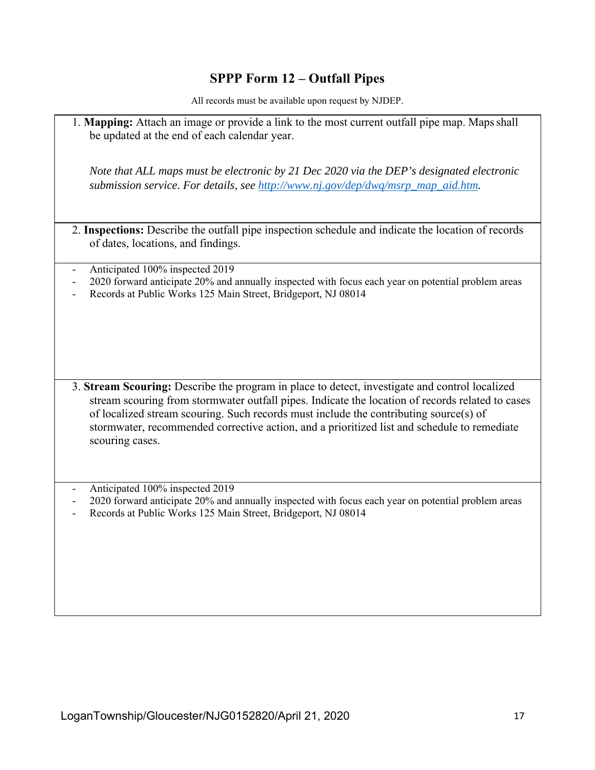# SPPP Form 12 – Outfall Pipes

All records must be available upon request by NJDEP.

1. **Mapping:** Attach an image or provide a link to the most current outfall pipe map. Maps shall be updated at the end of each calendar year.

   *Note that ALL maps must be electronic by 21 Dec 2020 via the DEP's designated electronic submission service. For details, see [http://www.nj.gov/dep/dwq/msrp_map_aid.htm](http://www.nj.gov/dep/dwq/msrp_map_aid.htm).*

2. **Inspections:** Describe the outfall pipe inspection schedule and indicate the location of records of dates, locations, and findings.

- Anticipated 100% inspected 2019
- 2020 forward anticipate 20% and annually inspected with focus each year on potential problem areas
- Records at Public Works 125 Main Street, Bridgeport, NJ 08014

3. **Stream Scouring:** Describe the program in place to detect, investigate and control localized stream scouring from stormwater outfall pipes. Indicate the location of records related to cases of localized stream scouring. Such records must include the contributing source(s) of stormwater, recommended corrective action, and a prioritized list and schedule to remediate scouring cases.

- Anticipated 100% inspected 2019
- 2020 forward anticipate 20% and annually inspected with focus each year on potential problem areas
- Records at Public Works 125 Main Street, Bridgeport, NJ 08014

LoganTownship/Gloucester/NJG0152820/April 21, 2020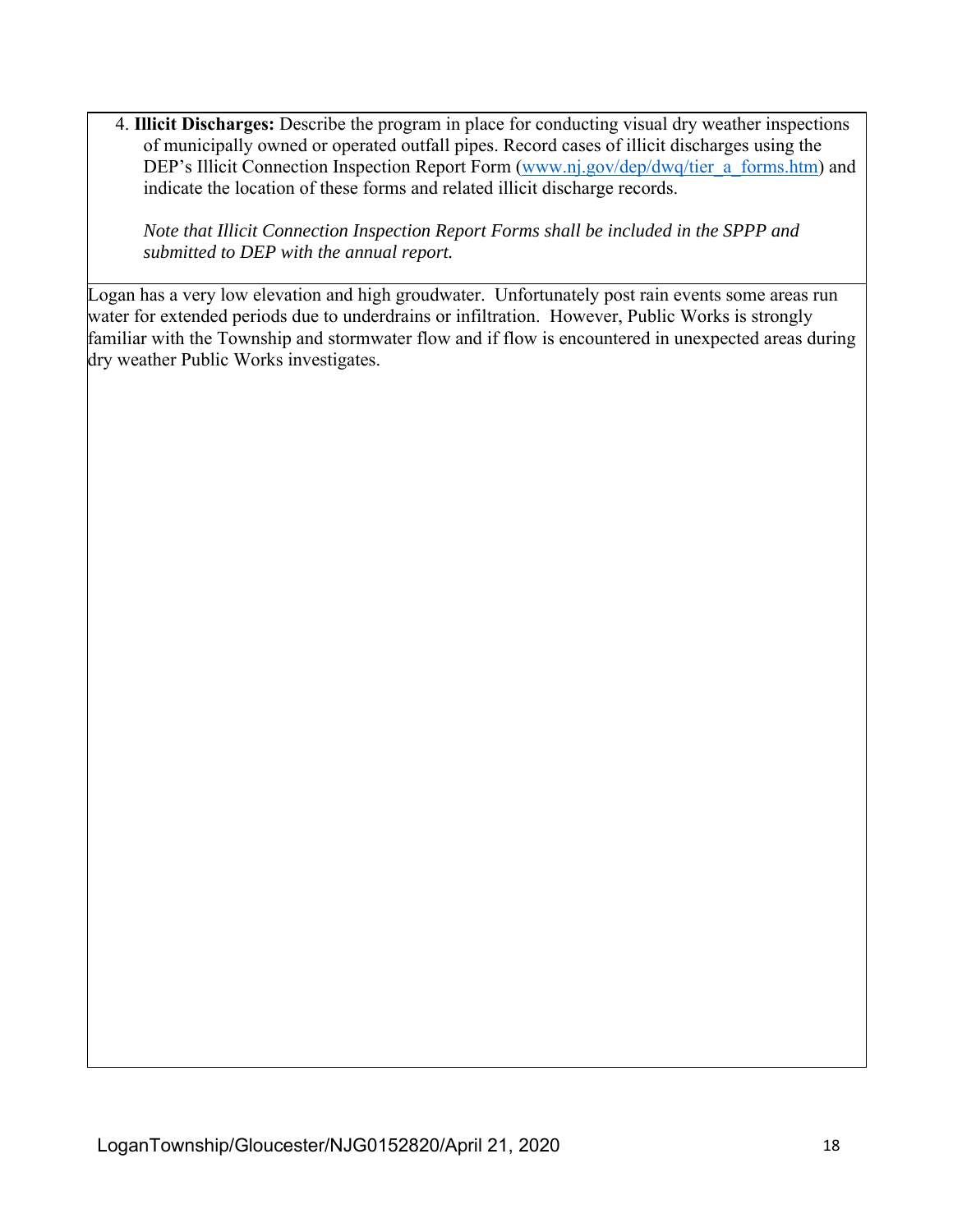4. **Illicit Discharges:** Describe the program in place for conducting visual dry weather inspections of municipally owned or operated outfall pipes. Record cases of illicit discharges using the DEP's Illicit Connection Inspection Report Form (www.nj.gov/dep/dwq/tier_a_forms.htm) and indicate the location of these forms and related illicit discharge records.

   *Note that Illicit Connection Inspection Report Forms shall be included in the SPPP and submitted to DEP with the annual report.*

Logan has a very low elevation and high groudwater. Unfortunately post rain events some areas run water for extended periods due to underdrains or infiltration. However, Public Works is strongly familiar with the Township and stormwater flow and if flow is encountered in unexpected areas during dry weather Public Works investigates.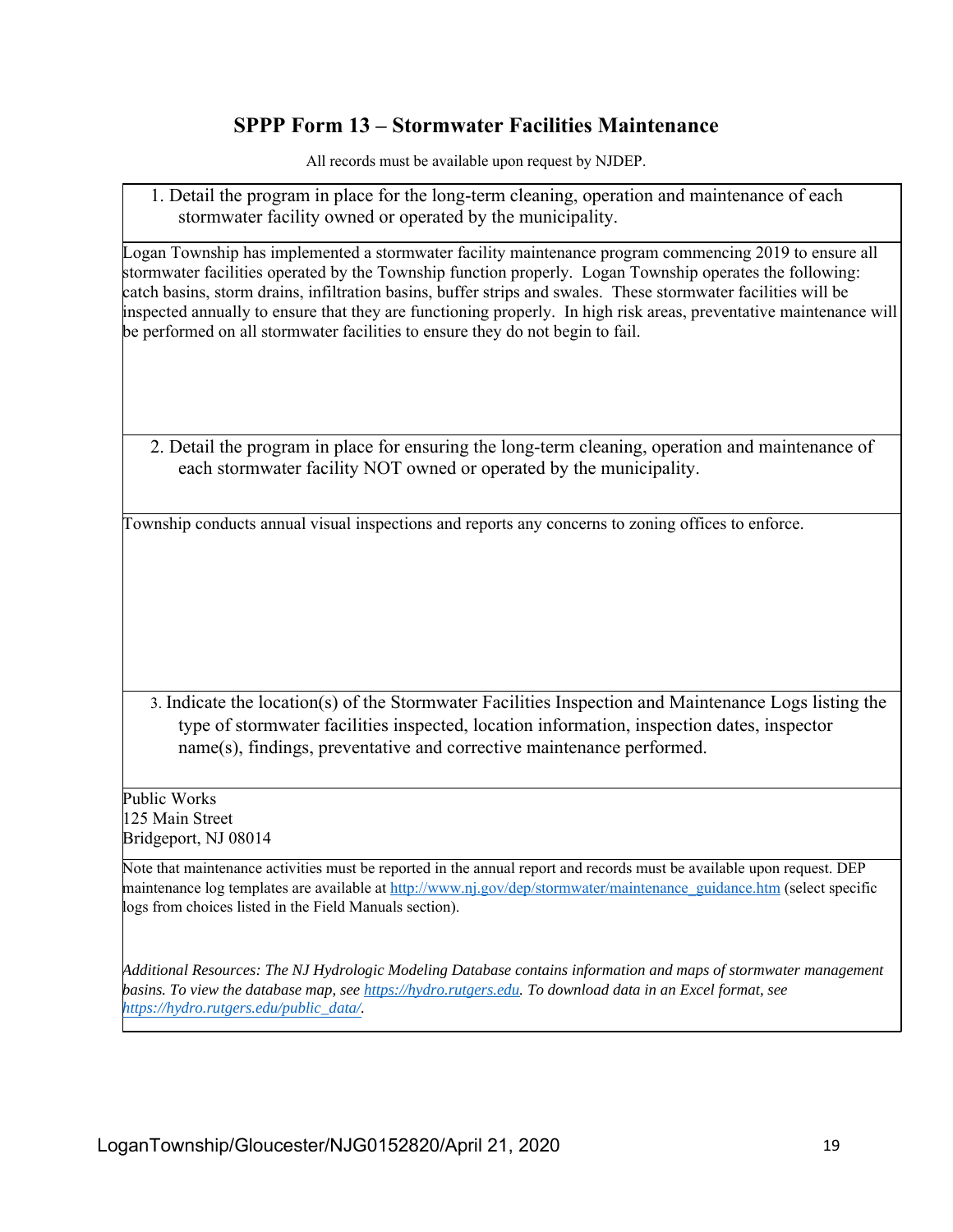# SPPP Form 13 – Stormwater Facilities Maintenance

All records must be available upon request by NJDEP.

1. Detail the program in place for the long-term cleaning, operation and maintenance of each stormwater facility owned or operated by the municipality.

Logan Township has implemented a stormwater facility maintenance program commencing 2019 to ensure all stormwater facilities operated by the Township function properly. Logan Township operates the following: catch basins, storm drains, infiltration basins, buffer strips and swales. These stormwater facilities will be inspected annually to ensure that they are functioning properly. In high risk areas, preventative maintenance will be performed on all stormwater facilities to ensure they do not begin to fail.

2. Detail the program in place for ensuring the long-term cleaning, operation and maintenance of each stormwater facility NOT owned or operated by the municipality.

Township conducts annual visual inspections and reports any concerns to zoning offices to enforce.

3. Indicate the location(s) of the Stormwater Facilities Inspection and Maintenance Logs listing the type of stormwater facilities inspected, location information, inspection dates, inspector name(s), findings, preventative and corrective maintenance performed.

Public Works
125 Main Street
Bridgeport, NJ 08014

Note that maintenance activities must be reported in the annual report and records must be available upon request. DEP maintenance log templates are available at http://www.nj.gov/dep/stormwater/maintenance_guidance.htm (select specific logs from choices listed in the Field Manuals section).

*Additional Resources: The NJ Hydrologic Modeling Database contains information and maps of stormwater management basins. To view the database map, see https://hydro.rutgers.edu. To download data in an Excel format, see https://hydro.rutgers.edu/public_data/.*

LoganTownship/Gloucester/NJG0152820/April 21, 2020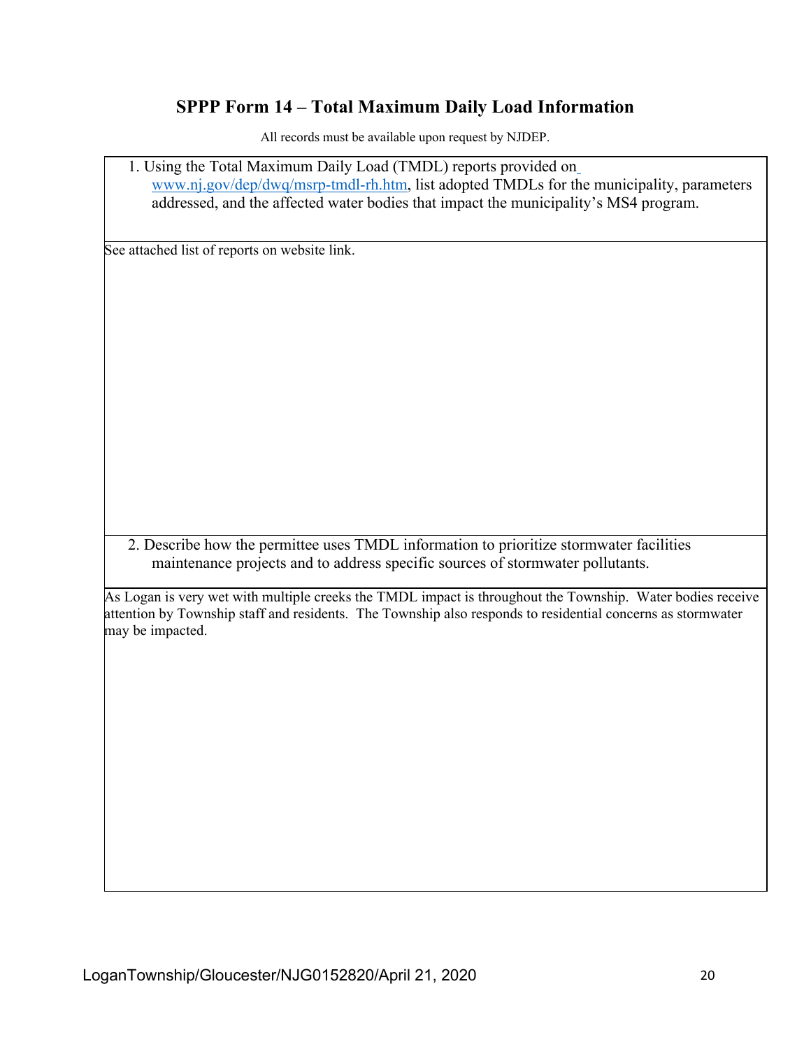# SPPP Form 14 – Total Maximum Daily Load Information

All records must be available upon request by NJDEP.

1. Using the Total Maximum Daily Load (TMDL) reports provided on www.nj.gov/dep/dwq/msrp-tmdl-rh.htm, list adopted TMDLs for the municipality, parameters addressed, and the affected water bodies that impact the municipality's MS4 program.

See attached list of reports on website link.

2. Describe how the permittee uses TMDL information to prioritize stormwater facilities maintenance projects and to address specific sources of stormwater pollutants.

As Logan is very wet with multiple creeks the TMDL impact is throughout the Township. Water bodies receive attention by Township staff and residents. The Township also responds to residential concerns as stormwater may be impacted.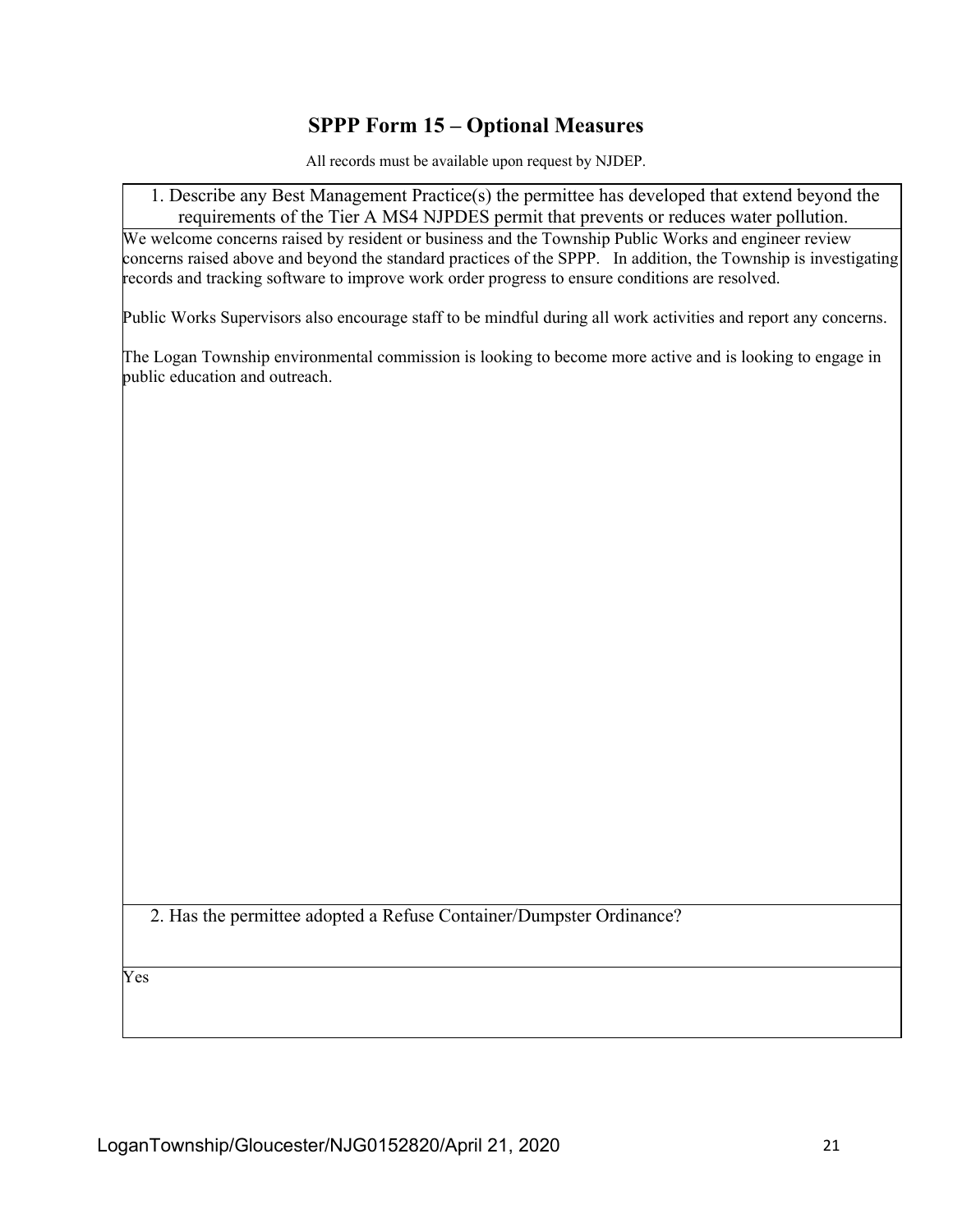# SPPP Form 15 – Optional Measures

All records must be available upon request by NJDEP.

1. Describe any Best Management Practice(s) the permittee has developed that extend beyond the requirements of the Tier A MS4 NJPDES permit that prevents or reduces water pollution.

We welcome concerns raised by resident or business and the Township Public Works and engineer review concerns raised above and beyond the standard practices of the SPPP. In addition, the Township is investigating records and tracking software to improve work order progress to ensure conditions are resolved.

Public Works Supervisors also encourage staff to be mindful during all work activities and report any concerns.

The Logan Township environmental commission is looking to become more active and is looking to engage in public education and outreach.

2. Has the permittee adopted a Refuse Container/Dumpster Ordinance?

Yes